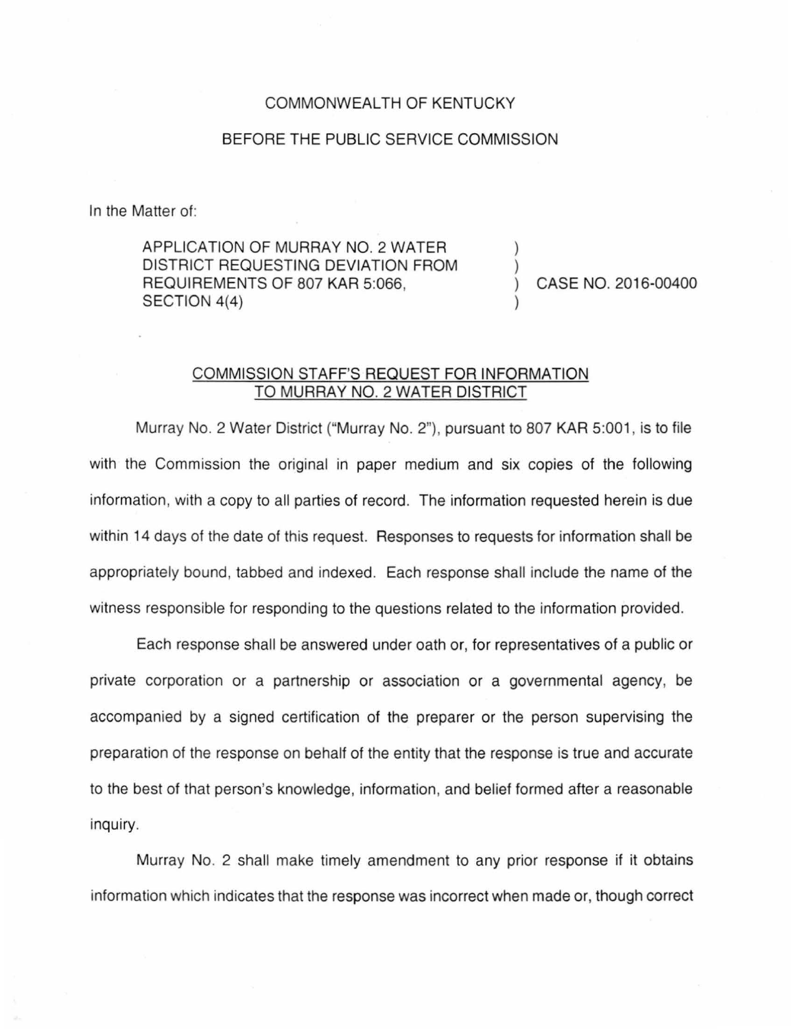COMMONWEALTH OF KENTUCKY

BEFORE THE PUBLIC SERVICE COMMISSION

In the Matter of:

| | | |
|---|---|---|
| APPLICATION OF MURRAY NO. 2 WATER DISTRICT REQUESTING DEVIATION FROM REQUIREMENTS OF 807 KAR 5:066, SECTION 4(4) | ) ) ) ) | CASE NO. 2016-00400 |

## COMMISSION STAFF'S REQUEST FOR INFORMATION TO MURRAY NO. 2 WATER DISTRICT

Murray No. 2 Water District ("Murray No. 2"), pursuant to 807 KAR 5:001, is to file with the Commission the original in paper medium and six copies of the following information, with a copy to all parties of record. The information requested herein is due within 14 days of the date of this request. Responses to requests for information shall be appropriately bound, tabbed and indexed. Each response shall include the name of the witness responsible for responding to the questions related to the information provided.

Each response shall be answered under oath or, for representatives of a public or private corporation or a partnership or association or a governmental agency, be accompanied by a signed certification of the preparer or the person supervising the preparation of the response on behalf of the entity that the response is true and accurate to the best of that person's knowledge, information, and belief formed after a reasonable inquiry.

Murray No. 2 shall make timely amendment to any prior response if it obtains information which indicates that the response was incorrect when made or, though correct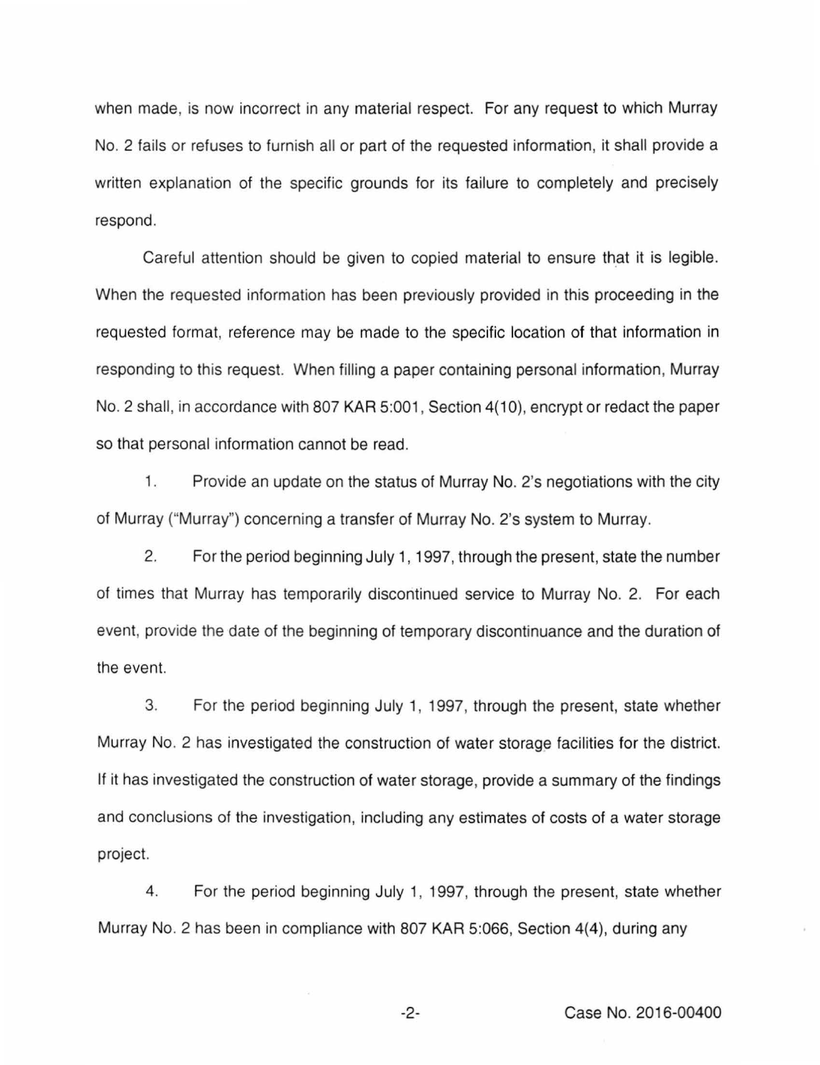when made, is now incorrect in any material respect. For any request to which Murray No. 2 fails or refuses to furnish all or part of the requested information, it shall provide a written explanation of the specific grounds for its failure to completely and precisely respond.

Careful attention should be given to copied material to ensure that it is legible. When the requested information has been previously provided in this proceeding in the requested format, reference may be made to the specific location of that information in responding to this request. When filling a paper containing personal information, Murray No. 2 shall, in accordance with 807 KAR 5:001, Section 4(10), encrypt or redact the paper so that personal information cannot be read.

1. Provide an update on the status of Murray No. 2's negotiations with the city of Murray ("Murray") concerning a transfer of Murray No. 2's system to Murray.

2. For the period beginning July 1, 1997, through the present, state the number of times that Murray has temporarily discontinued service to Murray No. 2. For each event, provide the date of the beginning of temporary discontinuance and the duration of the event.

3. For the period beginning July 1, 1997, through the present, state whether Murray No. 2 has investigated the construction of water storage facilities for the district. If it has investigated the construction of water storage, provide a summary of the findings and conclusions of the investigation, including any estimates of costs of a water storage project.

4. For the period beginning July 1, 1997, through the present, state whether Murray No. 2 has been in compliance with 807 KAR 5:066, Section 4(4), during any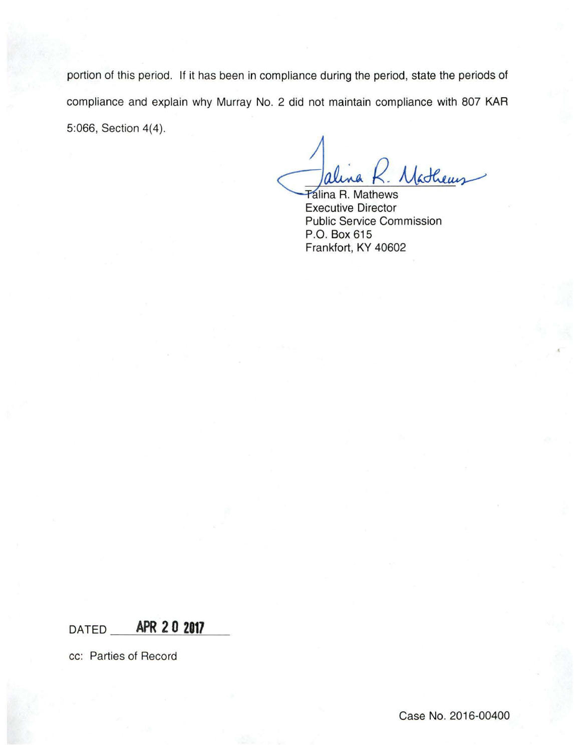portion of this period. If it has been in compliance during the period, state the periods of compliance and explain why Murray No. 2 did not maintain compliance with 807 KAR 5:066, Section 4(4).

Talina R. Mathews
Executive Director
Public Service Commission
P.O. Box 615
Frankfort, KY 40602

DATED APR 20 2017

cc: Parties of Record

Case No. 2016-00400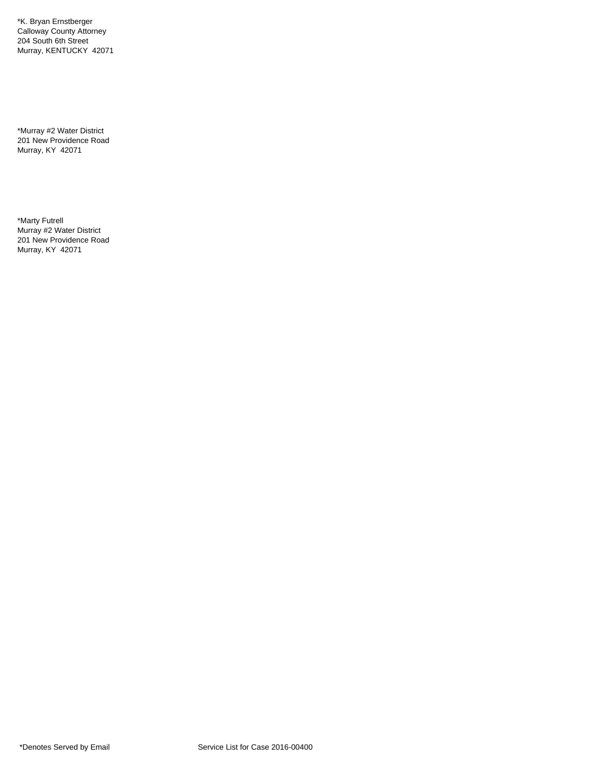*K. Bryan Ernstberger
Calloway County Attorney
204 South 6th Street
Murray, KENTUCKY  42071

*Murray #2 Water District
201 New Providence Road
Murray, KY  42071

*Marty Futrell
Murray #2 Water District
201 New Providence Road
Murray, KY  42071

*Denotes Served by Email

Service List for Case 2016-00400